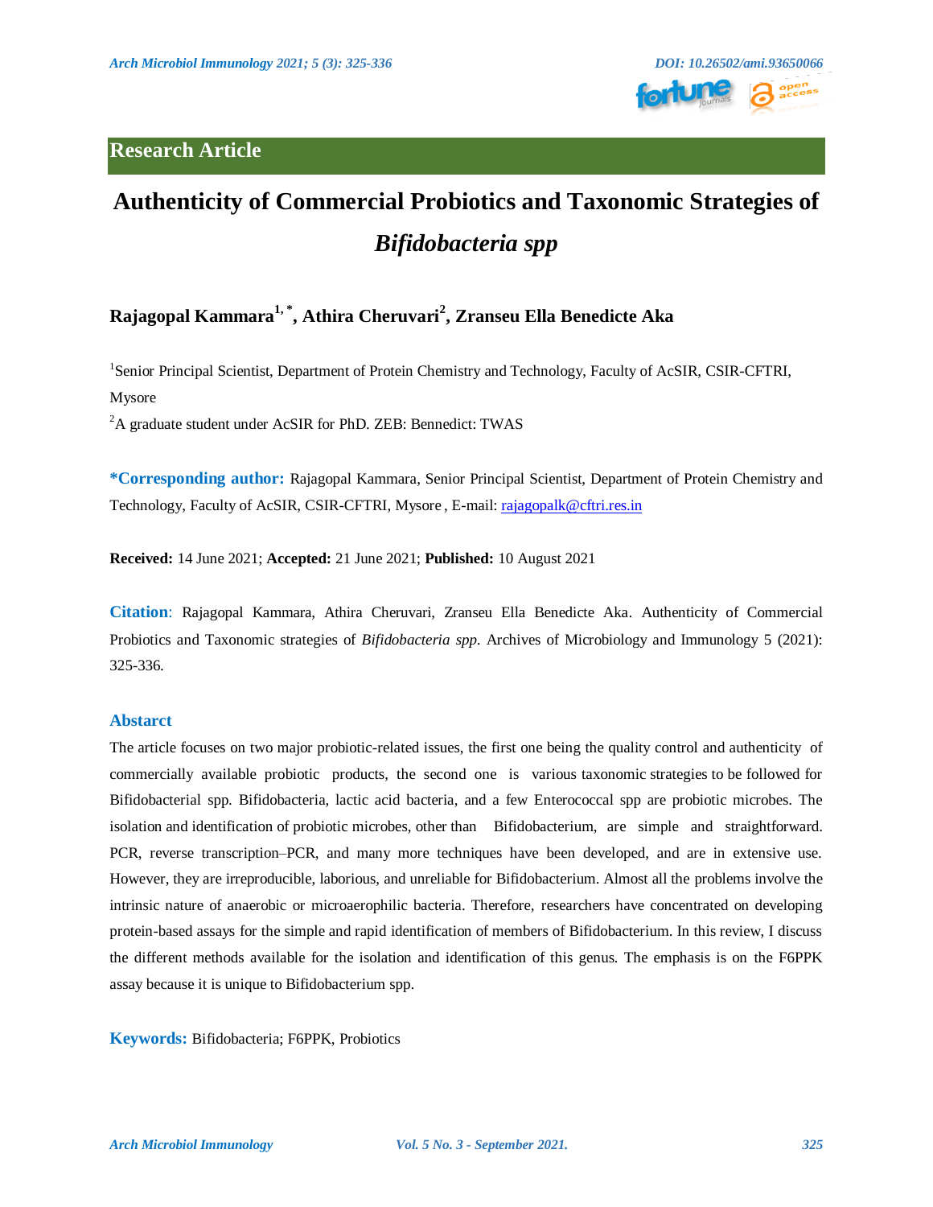**Research Article**

# Authenticity of Commercial Probiotics and Taxonomic Strategies of *Bifidobacteria spp*

**Rajagopal Kammara[1,*], Athira Cheruvari[2], Zranseu Ella Benedicte Aka**

[1]Senior Principal Scientist, Department of Protein Chemistry and Technology, Faculty of AcSIR, CSIR-CFTRI, Mysore

[2]A graduate student under AcSIR for PhD. ZEB: Bennedict: TWAS

**\*Corresponding author:** Rajagopal Kammara, Senior Principal Scientist, Department of Protein Chemistry and Technology, Faculty of AcSIR, CSIR-CFTRI, Mysore , E-mail: rajagopalk@cftri.res.in

**Received:** 14 June 2021; **Accepted:** 21 June 2021; **Published:** 10 August 2021

**Citation**: Rajagopal Kammara, Athira Cheruvari, Zranseu Ella Benedicte Aka. Authenticity of Commercial Probiotics and Taxonomic strategies of *Bifidobacteria spp*. Archives of Microbiology and Immunology 5 (2021): 325-336.

## Abstarct

The article focuses on two major probiotic-related issues, the first one being the quality control and authenticity of commercially available probiotic products, the second one is various taxonomic strategies to be followed for Bifidobacterial spp. Bifidobacteria, lactic acid bacteria, and a few Enterococcal spp are probiotic microbes. The isolation and identification of probiotic microbes, other than Bifidobacterium, are simple and straightforward. PCR, reverse transcription–PCR, and many more techniques have been developed, and are in extensive use. However, they are irreproducible, laborious, and unreliable for Bifidobacterium. Almost all the problems involve the intrinsic nature of anaerobic or microaerophilic bacteria. Therefore, researchers have concentrated on developing protein-based assays for the simple and rapid identification of members of Bifidobacterium. In this review, I discuss the different methods available for the isolation and identification of this genus. The emphasis is on the F6PPK assay because it is unique to Bifidobacterium spp.

**Keywords:** Bifidobacteria; F6PPK, Probiotics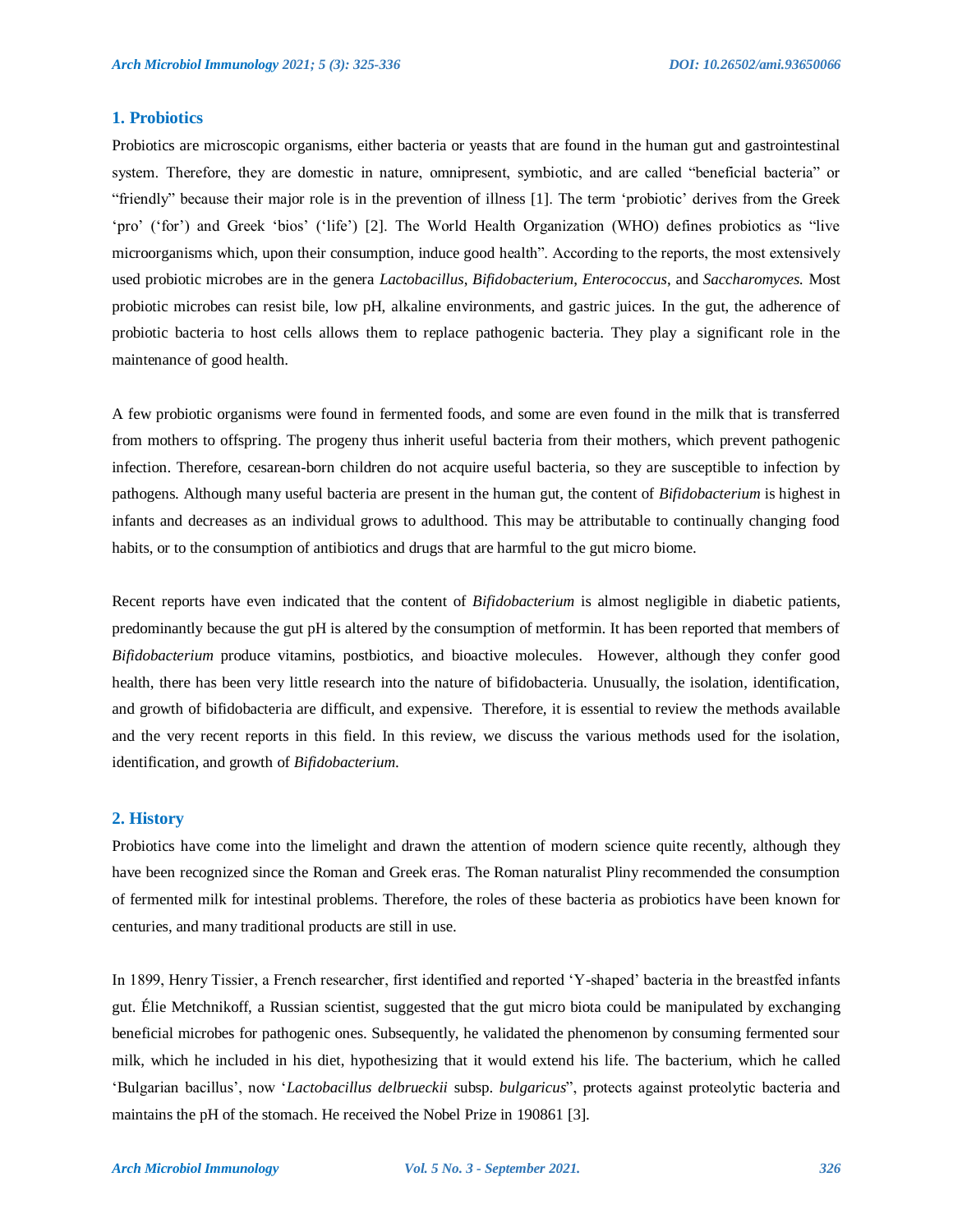## 1. Probiotics

Probiotics are microscopic organisms, either bacteria or yeasts that are found in the human gut and gastrointestinal system. Therefore, they are domestic in nature, omnipresent, symbiotic, and are called "beneficial bacteria" or "friendly" because their major role is in the prevention of illness [1]. The term 'probiotic' derives from the Greek 'pro' ('for') and Greek 'bios' ('life') [2]. The World Health Organization (WHO) defines probiotics as "live microorganisms which, upon their consumption, induce good health". According to the reports, the most extensively used probiotic microbes are in the genera *Lactobacillus*, *Bifidobacterium*, *Enterococcus*, and *Saccharomyces.* Most probiotic microbes can resist bile, low pH, alkaline environments, and gastric juices. In the gut, the adherence of probiotic bacteria to host cells allows them to replace pathogenic bacteria. They play a significant role in the maintenance of good health.

A few probiotic organisms were found in fermented foods, and some are even found in the milk that is transferred from mothers to offspring. The progeny thus inherit useful bacteria from their mothers, which prevent pathogenic infection. Therefore, cesarean-born children do not acquire useful bacteria, so they are susceptible to infection by pathogens. Although many useful bacteria are present in the human gut, the content of *Bifidobacterium* is highest in infants and decreases as an individual grows to adulthood. This may be attributable to continually changing food habits, or to the consumption of antibiotics and drugs that are harmful to the gut micro biome.

Recent reports have even indicated that the content of *Bifidobacterium* is almost negligible in diabetic patients, predominantly because the gut pH is altered by the consumption of metformin. It has been reported that members of *Bifidobacterium* produce vitamins, postbiotics, and bioactive molecules. However, although they confer good health, there has been very little research into the nature of bifidobacteria. Unusually, the isolation, identification, and growth of bifidobacteria are difficult, and expensive. Therefore, it is essential to review the methods available and the very recent reports in this field. In this review, we discuss the various methods used for the isolation, identification, and growth of *Bifidobacterium.*

## 2. History

Probiotics have come into the limelight and drawn the attention of modern science quite recently, although they have been recognized since the Roman and Greek eras. The Roman naturalist Pliny recommended the consumption of fermented milk for intestinal problems. Therefore, the roles of these bacteria as probiotics have been known for centuries, and many traditional products are still in use.

In 1899, Henry Tissier, a French researcher, first identified and reported 'Y-shaped' bacteria in the breastfed infants gut. Élie Metchnikoff, a Russian scientist, suggested that the gut micro biota could be manipulated by exchanging beneficial microbes for pathogenic ones. Subsequently, he validated the phenomenon by consuming fermented sour milk, which he included in his diet, hypothesizing that it would extend his life. The bacterium, which he called 'Bulgarian bacillus', now '*Lactobacillus delbrueckii* subsp. *bulgaricus*", protects against proteolytic bacteria and maintains the pH of the stomach. He received the Nobel Prize in 190861 [3].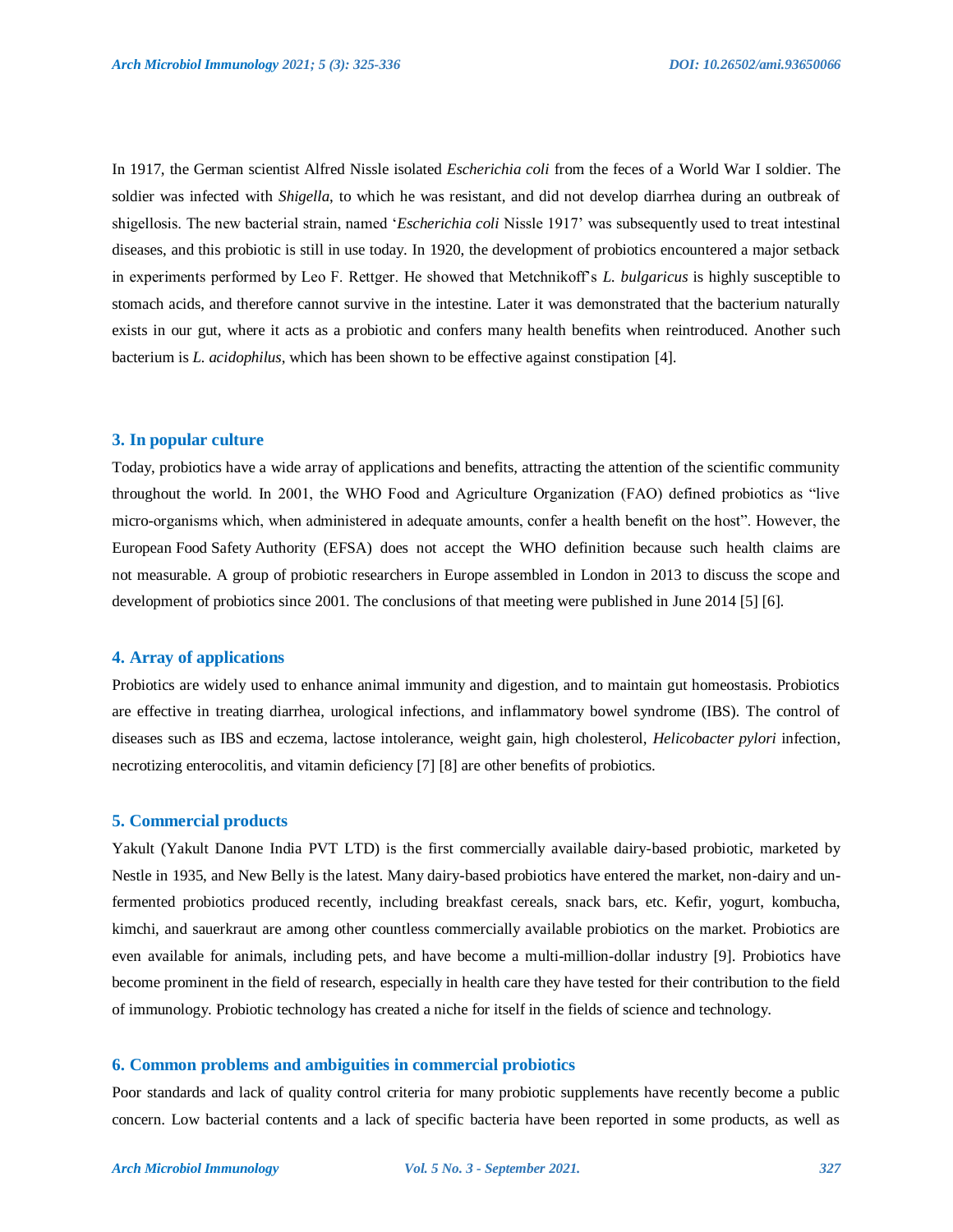In 1917, the German scientist Alfred Nissle isolated *Escherichia coli* from the feces of a World War I soldier. The soldier was infected with *Shigella*, to which he was resistant, and did not develop diarrhea during an outbreak of shigellosis. The new bacterial strain, named '*Escherichia coli* Nissle 1917' was subsequently used to treat intestinal diseases, and this probiotic is still in use today. In 1920, the development of probiotics encountered a major setback in experiments performed by Leo F. Rettger. He showed that Metchnikoff's *L. bulgaricus* is highly susceptible to stomach acids, and therefore cannot survive in the intestine. Later it was demonstrated that the bacterium naturally exists in our gut, where it acts as a probiotic and confers many health benefits when reintroduced. Another such bacterium is *L. acidophilus*, which has been shown to be effective against constipation [4].

## 3. In popular culture

Today, probiotics have a wide array of applications and benefits, attracting the attention of the scientific community throughout the world. In 2001, the WHO Food and Agriculture Organization (FAO) defined probiotics as "live micro-organisms which, when administered in adequate amounts, confer a health benefit on the host". However, the European Food Safety Authority (EFSA) does not accept the WHO definition because such health claims are not measurable. A group of probiotic researchers in Europe assembled in London in 2013 to discuss the scope and development of probiotics since 2001. The conclusions of that meeting were published in June 2014 [5] [6].

## 4. Array of applications

Probiotics are widely used to enhance animal immunity and digestion, and to maintain gut homeostasis. Probiotics are effective in treating diarrhea, urological infections, and inflammatory bowel syndrome (IBS). The control of diseases such as IBS and eczema, lactose intolerance, weight gain, high cholesterol, *Helicobacter pylori* infection, necrotizing enterocolitis, and vitamin deficiency [7] [8] are other benefits of probiotics.

## 5. Commercial products

Yakult (Yakult Danone India PVT LTD) is the first commercially available dairy-based probiotic, marketed by Nestle in 1935, and New Belly is the latest. Many dairy-based probiotics have entered the market, non-dairy and un-fermented probiotics produced recently, including breakfast cereals, snack bars, etc. Kefir, yogurt, kombucha, kimchi, and sauerkraut are among other countless commercially available probiotics on the market. Probiotics are even available for animals, including pets, and have become a multi-million-dollar industry [9]. Probiotics have become prominent in the field of research, especially in health care they have tested for their contribution to the field of immunology. Probiotic technology has created a niche for itself in the fields of science and technology.

## 6. Common problems and ambiguities in commercial probiotics

Poor standards and lack of quality control criteria for many probiotic supplements have recently become a public concern. Low bacterial contents and a lack of specific bacteria have been reported in some products, as well as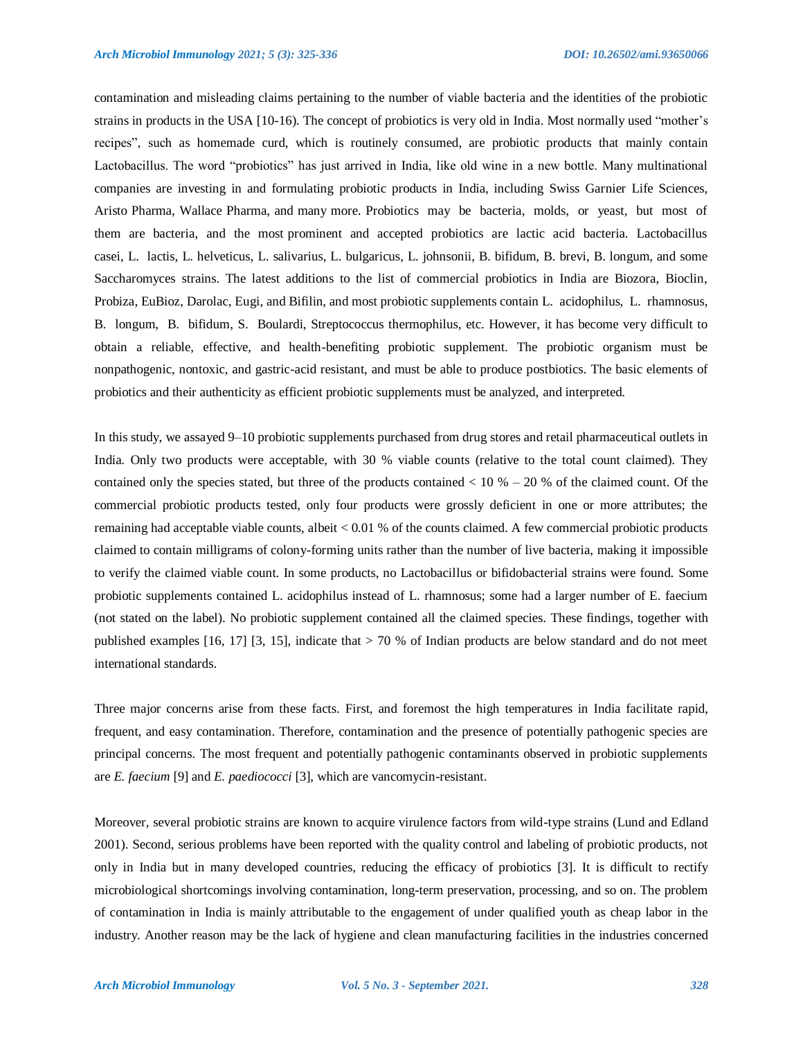contamination and misleading claims pertaining to the number of viable bacteria and the identities of the probiotic strains in products in the USA [10-16]. The concept of probiotics is very old in India. Most normally used "mother's recipes", such as homemade curd, which is routinely consumed, are probiotic products that mainly contain Lactobacillus. The word "probiotics" has just arrived in India, like old wine in a new bottle. Many multinational companies are investing in and formulating probiotic products in India, including Swiss Garnier Life Sciences, Aristo Pharma, Wallace Pharma, and many more. Probiotics may be bacteria, molds, or yeast, but most of them are bacteria, and the most prominent and accepted probiotics are lactic acid bacteria. Lactobacillus casei, L. lactis, L. helveticus, L. salivarius, L. bulgaricus, L. johnsonii, B. bifidum, B. brevi, B. longum, and some Saccharomyces strains. The latest additions to the list of commercial probiotics in India are Biozora, Bioclin, Probiza, EuBioz, Darolac, Eugi, and Bifilin, and most probiotic supplements contain L. acidophilus, L. rhamnosus, B. longum, B. bifidum, S. Boulardi, Streptococcus thermophilus, etc. However, it has become very difficult to obtain a reliable, effective, and health-benefiting probiotic supplement. The probiotic organism must be nonpathogenic, nontoxic, and gastric-acid resistant, and must be able to produce postbiotics. The basic elements of probiotics and their authenticity as efficient probiotic supplements must be analyzed, and interpreted.

In this study, we assayed 9–10 probiotic supplements purchased from drug stores and retail pharmaceutical outlets in India. Only two products were acceptable, with 30 % viable counts (relative to the total count claimed). They contained only the species stated, but three of the products contained < 10 % – 20 % of the claimed count. Of the commercial probiotic products tested, only four products were grossly deficient in one or more attributes; the remaining had acceptable viable counts, albeit < 0.01 % of the counts claimed. A few commercial probiotic products claimed to contain milligrams of colony-forming units rather than the number of live bacteria, making it impossible to verify the claimed viable count. In some products, no Lactobacillus or bifidobacterial strains were found. Some probiotic supplements contained L. acidophilus instead of L. rhamnosus; some had a larger number of E. faecium (not stated on the label). No probiotic supplement contained all the claimed species. These findings, together with published examples [16, 17] [3, 15], indicate that > 70 % of Indian products are below standard and do not meet international standards.

Three major concerns arise from these facts. First, and foremost the high temperatures in India facilitate rapid, frequent, and easy contamination. Therefore, contamination and the presence of potentially pathogenic species are principal concerns. The most frequent and potentially pathogenic contaminants observed in probiotic supplements are *E. faecium* [9] and *E. paediococci* [3], which are vancomycin-resistant.

Moreover, several probiotic strains are known to acquire virulence factors from wild-type strains (Lund and Edland 2001). Second, serious problems have been reported with the quality control and labeling of probiotic products, not only in India but in many developed countries, reducing the efficacy of probiotics [3]. It is difficult to rectify microbiological shortcomings involving contamination, long-term preservation, processing, and so on. The problem of contamination in India is mainly attributable to the engagement of under qualified youth as cheap labor in the industry. Another reason may be the lack of hygiene and clean manufacturing facilities in the industries concerned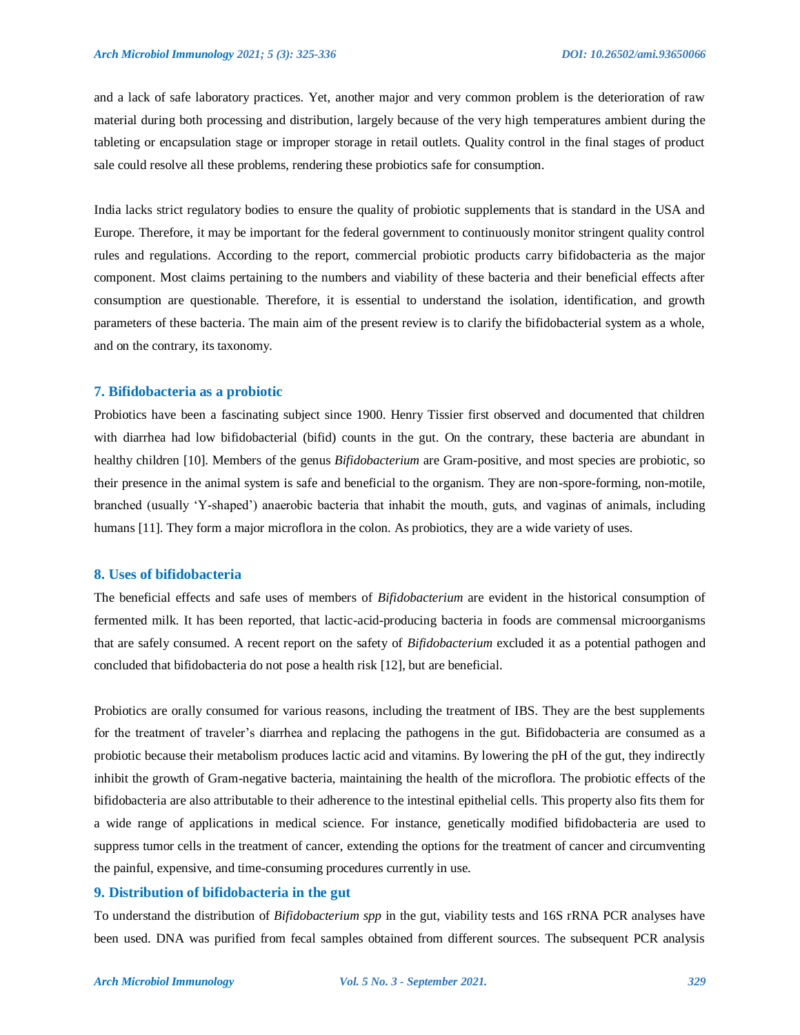and a lack of safe laboratory practices. Yet, another major and very common problem is the deterioration of raw material during both processing and distribution, largely because of the very high temperatures ambient during the tableting or encapsulation stage or improper storage in retail outlets. Quality control in the final stages of product sale could resolve all these problems, rendering these probiotics safe for consumption.

India lacks strict regulatory bodies to ensure the quality of probiotic supplements that is standard in the USA and Europe. Therefore, it may be important for the federal government to continuously monitor stringent quality control rules and regulations. According to the report, commercial probiotic products carry bifidobacteria as the major component. Most claims pertaining to the numbers and viability of these bacteria and their beneficial effects after consumption are questionable. Therefore, it is essential to understand the isolation, identification, and growth parameters of these bacteria. The main aim of the present review is to clarify the bifidobacterial system as a whole, and on the contrary, its taxonomy.

## 7. Bifidobacteria as a probiotic

Probiotics have been a fascinating subject since 1900. Henry Tissier first observed and documented that children with diarrhea had low bifidobacterial (bifid) counts in the gut. On the contrary, these bacteria are abundant in healthy children [10]. Members of the genus *Bifidobacterium* are Gram-positive, and most species are probiotic, so their presence in the animal system is safe and beneficial to the organism. They are non-spore-forming, non-motile, branched (usually 'Y-shaped') anaerobic bacteria that inhabit the mouth, guts, and vaginas of animals, including humans [11]. They form a major microflora in the colon. As probiotics, they are a wide variety of uses.

## 8. Uses of bifidobacteria

The beneficial effects and safe uses of members of *Bifidobacterium* are evident in the historical consumption of fermented milk. It has been reported, that lactic-acid-producing bacteria in foods are commensal microorganisms that are safely consumed. A recent report on the safety of *Bifidobacterium* excluded it as a potential pathogen and concluded that bifidobacteria do not pose a health risk [12], but are beneficial.

Probiotics are orally consumed for various reasons, including the treatment of IBS. They are the best supplements for the treatment of traveler's diarrhea and replacing the pathogens in the gut. Bifidobacteria are consumed as a probiotic because their metabolism produces lactic acid and vitamins. By lowering the pH of the gut, they indirectly inhibit the growth of Gram-negative bacteria, maintaining the health of the microflora. The probiotic effects of the bifidobacteria are also attributable to their adherence to the intestinal epithelial cells. This property also fits them for a wide range of applications in medical science. For instance, genetically modified bifidobacteria are used to suppress tumor cells in the treatment of cancer, extending the options for the treatment of cancer and circumventing the painful, expensive, and time-consuming procedures currently in use.

## 9. Distribution of bifidobacteria in the gut

To understand the distribution of *Bifidobacterium spp* in the gut, viability tests and 16S rRNA PCR analyses have been used. DNA was purified from fecal samples obtained from different sources. The subsequent PCR analysis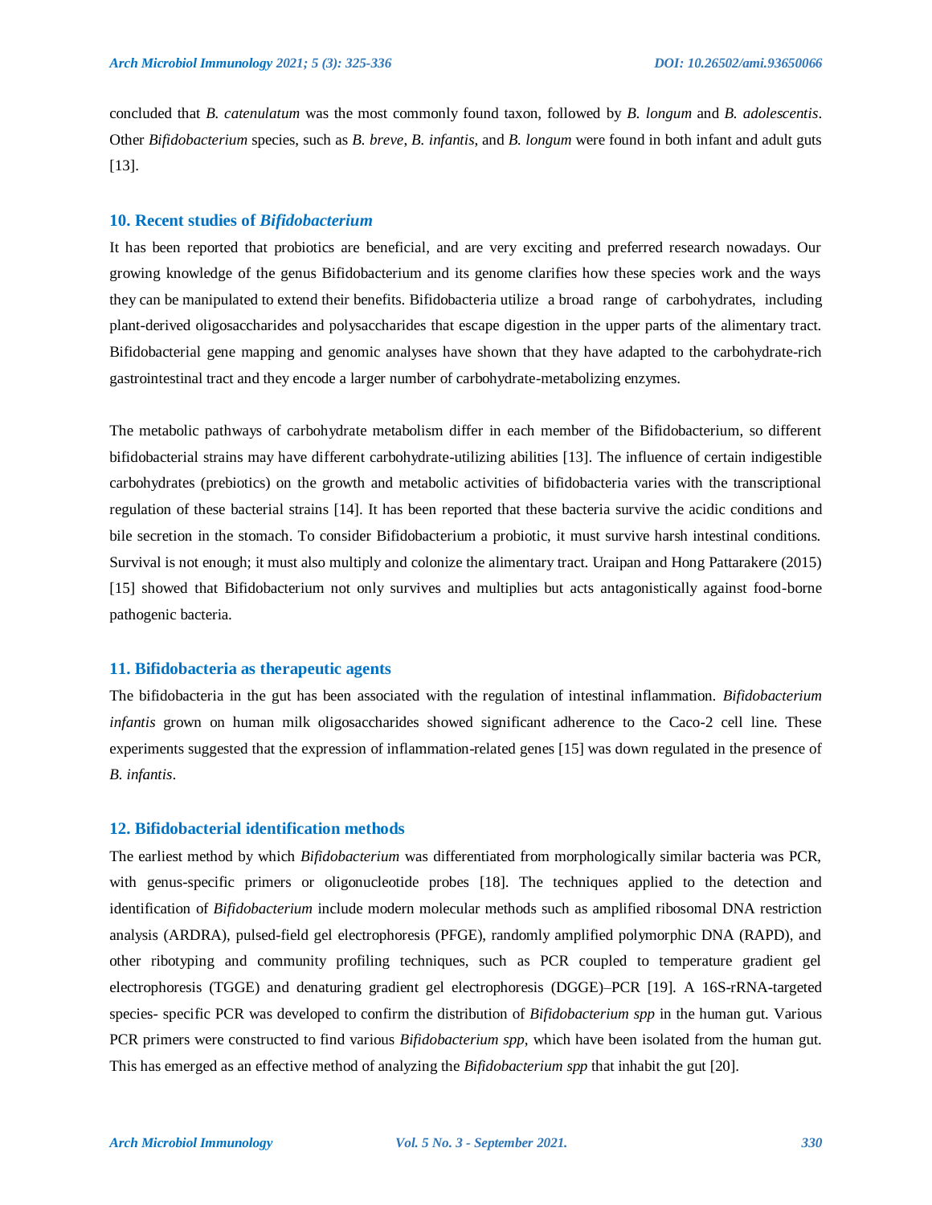concluded that *B. catenulatum* was the most commonly found taxon, followed by *B. longum* and *B. adolescentis*. Other *Bifidobacterium* species, such as *B. breve*, *B. infantis*, and *B. longum* were found in both infant and adult guts [13].

## 10. Recent studies of *Bifidobacterium*

It has been reported that probiotics are beneficial, and are very exciting and preferred research nowadays. Our growing knowledge of the genus Bifidobacterium and its genome clarifies how these species work and the ways they can be manipulated to extend their benefits. Bifidobacteria utilize a broad range of carbohydrates, including plant-derived oligosaccharides and polysaccharides that escape digestion in the upper parts of the alimentary tract. Bifidobacterial gene mapping and genomic analyses have shown that they have adapted to the carbohydrate-rich gastrointestinal tract and they encode a larger number of carbohydrate-metabolizing enzymes.

The metabolic pathways of carbohydrate metabolism differ in each member of the Bifidobacterium, so different bifidobacterial strains may have different carbohydrate-utilizing abilities [13]. The influence of certain indigestible carbohydrates (prebiotics) on the growth and metabolic activities of bifidobacteria varies with the transcriptional regulation of these bacterial strains [14]. It has been reported that these bacteria survive the acidic conditions and bile secretion in the stomach. To consider Bifidobacterium a probiotic, it must survive harsh intestinal conditions. Survival is not enough; it must also multiply and colonize the alimentary tract. Uraipan and Hong Pattarakere (2015) [15] showed that Bifidobacterium not only survives and multiplies but acts antagonistically against food-borne pathogenic bacteria.

## 11. Bifidobacteria as therapeutic agents

The bifidobacteria in the gut has been associated with the regulation of intestinal inflammation. *Bifidobacterium infantis* grown on human milk oligosaccharides showed significant adherence to the Caco-2 cell line. These experiments suggested that the expression of inflammation-related genes [15] was down regulated in the presence of *B. infantis*.

## 12. Bifidobacterial identification methods

The earliest method by which *Bifidobacterium* was differentiated from morphologically similar bacteria was PCR, with genus-specific primers or oligonucleotide probes [18]. The techniques applied to the detection and identification of *Bifidobacterium* include modern molecular methods such as amplified ribosomal DNA restriction analysis (ARDRA), pulsed-field gel electrophoresis (PFGE), randomly amplified polymorphic DNA (RAPD), and other ribotyping and community profiling techniques, such as PCR coupled to temperature gradient gel electrophoresis (TGGE) and denaturing gradient gel electrophoresis (DGGE)–PCR [19]. A 16S-rRNA-targeted species- specific PCR was developed to confirm the distribution of *Bifidobacterium spp* in the human gut. Various PCR primers were constructed to find various *Bifidobacterium spp*, which have been isolated from the human gut. This has emerged as an effective method of analyzing the *Bifidobacterium spp* that inhabit the gut [20].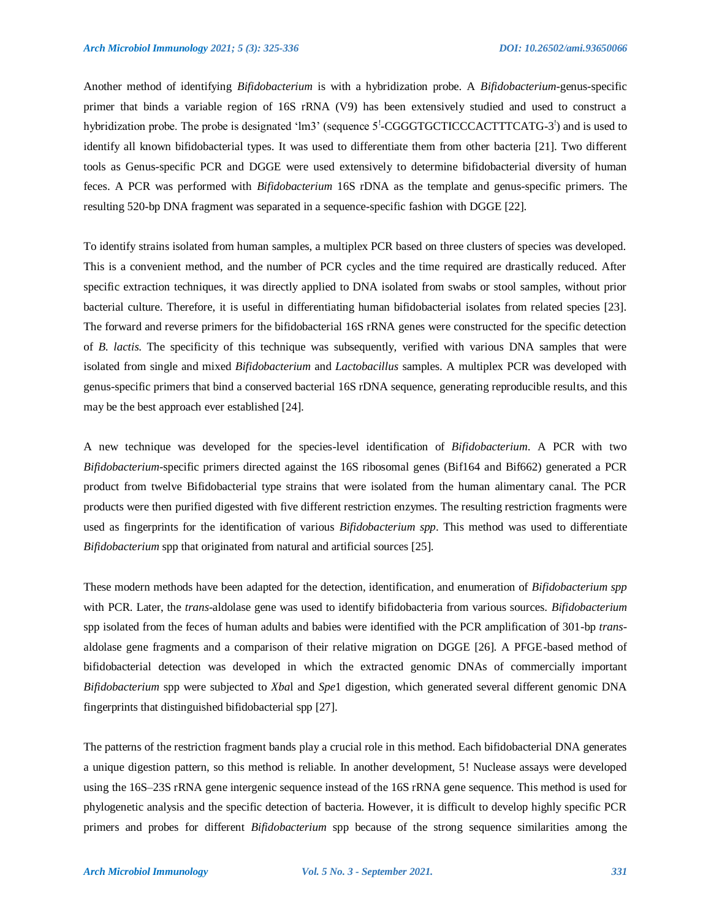Another method of identifying *Bifidobacterium* is with a hybridization probe. A *Bifidobacterium*-genus-specific primer that binds a variable region of 16S rRNA (V9) has been extensively studied and used to construct a hybridization probe. The probe is designated 'lm3' (sequence 5'-CGGGTGCTICCCACTTTCATG-3') and is used to identify all known bifidobacterial types. It was used to differentiate them from other bacteria [21]. Two different tools as Genus-specific PCR and DGGE were used extensively to determine bifidobacterial diversity of human feces. A PCR was performed with *Bifidobacterium* 16S rDNA as the template and genus-specific primers. The resulting 520-bp DNA fragment was separated in a sequence-specific fashion with DGGE [22].

To identify strains isolated from human samples, a multiplex PCR based on three clusters of species was developed. This is a convenient method, and the number of PCR cycles and the time required are drastically reduced. After specific extraction techniques, it was directly applied to DNA isolated from swabs or stool samples, without prior bacterial culture. Therefore, it is useful in differentiating human bifidobacterial isolates from related species [23]. The forward and reverse primers for the bifidobacterial 16S rRNA genes were constructed for the specific detection of *B. lactis*. The specificity of this technique was subsequently, verified with various DNA samples that were isolated from single and mixed *Bifidobacterium* and *Lactobacillus* samples. A multiplex PCR was developed with genus-specific primers that bind a conserved bacterial 16S rDNA sequence, generating reproducible results, and this may be the best approach ever established [24].

A new technique was developed for the species-level identification of *Bifidobacterium*. A PCR with two *Bifidobacterium*-specific primers directed against the 16S ribosomal genes (Bif164 and Bif662) generated a PCR product from twelve Bifidobacterial type strains that were isolated from the human alimentary canal. The PCR products were then purified digested with five different restriction enzymes. The resulting restriction fragments were used as fingerprints for the identification of various *Bifidobacterium spp*. This method was used to differentiate *Bifidobacterium* spp that originated from natural and artificial sources [25].

These modern methods have been adapted for the detection, identification, and enumeration of *Bifidobacterium spp* with PCR. Later, the *trans*-aldolase gene was used to identify bifidobacteria from various sources. *Bifidobacterium* spp isolated from the feces of human adults and babies were identified with the PCR amplification of 301-bp *trans*-aldolase gene fragments and a comparison of their relative migration on DGGE [26]. A PFGE-based method of bifidobacterial detection was developed in which the extracted genomic DNAs of commercially important *Bifidobacterium* spp were subjected to *Xba*I and *Spe*1 digestion, which generated several different genomic DNA fingerprints that distinguished bifidobacterial spp [27].

The patterns of the restriction fragment bands play a crucial role in this method. Each bifidobacterial DNA generates a unique digestion pattern, so this method is reliable. In another development, 5! Nuclease assays were developed using the 16S–23S rRNA gene intergenic sequence instead of the 16S rRNA gene sequence. This method is used for phylogenetic analysis and the specific detection of bacteria. However, it is difficult to develop highly specific PCR primers and probes for different *Bifidobacterium* spp because of the strong sequence similarities among the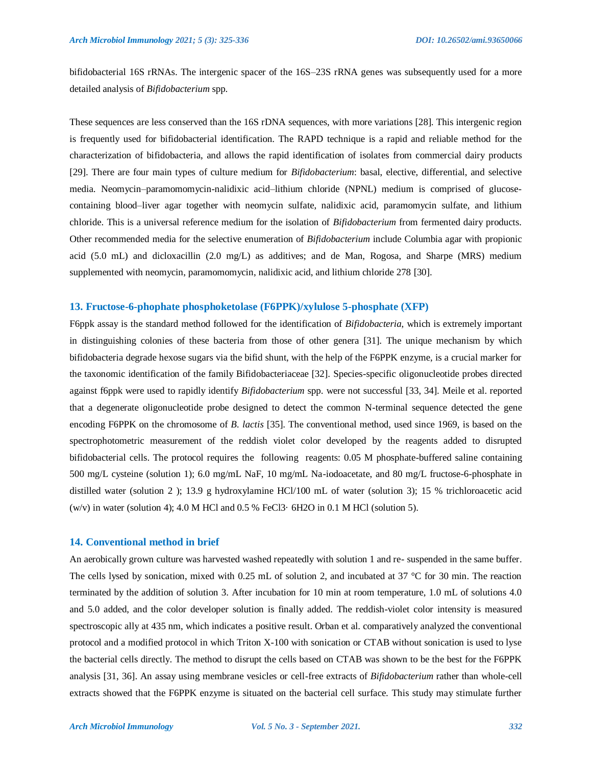bifidobacterial 16S rRNAs. The intergenic spacer of the 16S–23S rRNA genes was subsequently used for a more detailed analysis of *Bifidobacterium* spp.

These sequences are less conserved than the 16S rDNA sequences, with more variations [28]. This intergenic region is frequently used for bifidobacterial identification. The RAPD technique is a rapid and reliable method for the characterization of bifidobacteria, and allows the rapid identification of isolates from commercial dairy products [29]. There are four main types of culture medium for *Bifidobacterium*: basal, elective, differential, and selective media. Neomycin–paramomomycin-nalidixic acid–lithium chloride (NPNL) medium is comprised of glucose-containing blood–liver agar together with neomycin sulfate, nalidixic acid, paramomycin sulfate, and lithium chloride. This is a universal reference medium for the isolation of *Bifidobacterium* from fermented dairy products. Other recommended media for the selective enumeration of *Bifidobacterium* include Columbia agar with propionic acid (5.0 mL) and dicloxacillin (2.0 mg/L) as additives; and de Man, Rogosa, and Sharpe (MRS) medium supplemented with neomycin, paramomomycin, nalidixic acid, and lithium chloride 278 [30].

## 13. Fructose-6-phophate phosphoketolase (F6PPK)/xylulose 5-phosphate (XFP)

F6ppk assay is the standard method followed for the identification of *Bifidobacteria*, which is extremely important in distinguishing colonies of these bacteria from those of other genera [31]. The unique mechanism by which bifidobacteria degrade hexose sugars via the bifid shunt, with the help of the F6PPK enzyme, is a crucial marker for the taxonomic identification of the family Bifidobacteriaceae [32]. Species-specific oligonucleotide probes directed against f6ppk were used to rapidly identify *Bifidobacterium* spp. were not successful [33, 34]. Meile et al. reported that a degenerate oligonucleotide probe designed to detect the common N-terminal sequence detected the gene encoding F6PPK on the chromosome of *B. lactis* [35]. The conventional method, used since 1969, is based on the spectrophotometric measurement of the reddish violet color developed by the reagents added to disrupted bifidobacterial cells. The protocol requires the following reagents: 0.05 M phosphate-buffered saline containing 500 mg/L cysteine (solution 1); 6.0 mg/mL NaF, 10 mg/mL Na-iodoacetate, and 80 mg/L fructose-6-phosphate in distilled water (solution 2 ); 13.9 g hydroxylamine HCl/100 mL of water (solution 3); 15 % trichloroacetic acid (w/v) in water (solution 4); 4.0 M HCl and 0.5 % $FeCl_3 \cdot 6H_2O$ in 0.1 M HCl (solution 5).

## 14. Conventional method in brief

An aerobically grown culture was harvested washed repeatedly with solution 1 and re- suspended in the same buffer. The cells lysed by sonication, mixed with 0.25 mL of solution 2, and incubated at 37 °C for 30 min. The reaction terminated by the addition of solution 3. After incubation for 10 min at room temperature, 1.0 mL of solutions 4.0 and 5.0 added, and the color developer solution is finally added. The reddish-violet color intensity is measured spectroscopic ally at 435 nm, which indicates a positive result. Orban et al. comparatively analyzed the conventional protocol and a modified protocol in which Triton X-100 with sonication or CTAB without sonication is used to lyse the bacterial cells directly. The method to disrupt the cells based on CTAB was shown to be the best for the F6PPK analysis [31, 36]. An assay using membrane vesicles or cell-free extracts of *Bifidobacterium* rather than whole-cell extracts showed that the F6PPK enzyme is situated on the bacterial cell surface. This study may stimulate further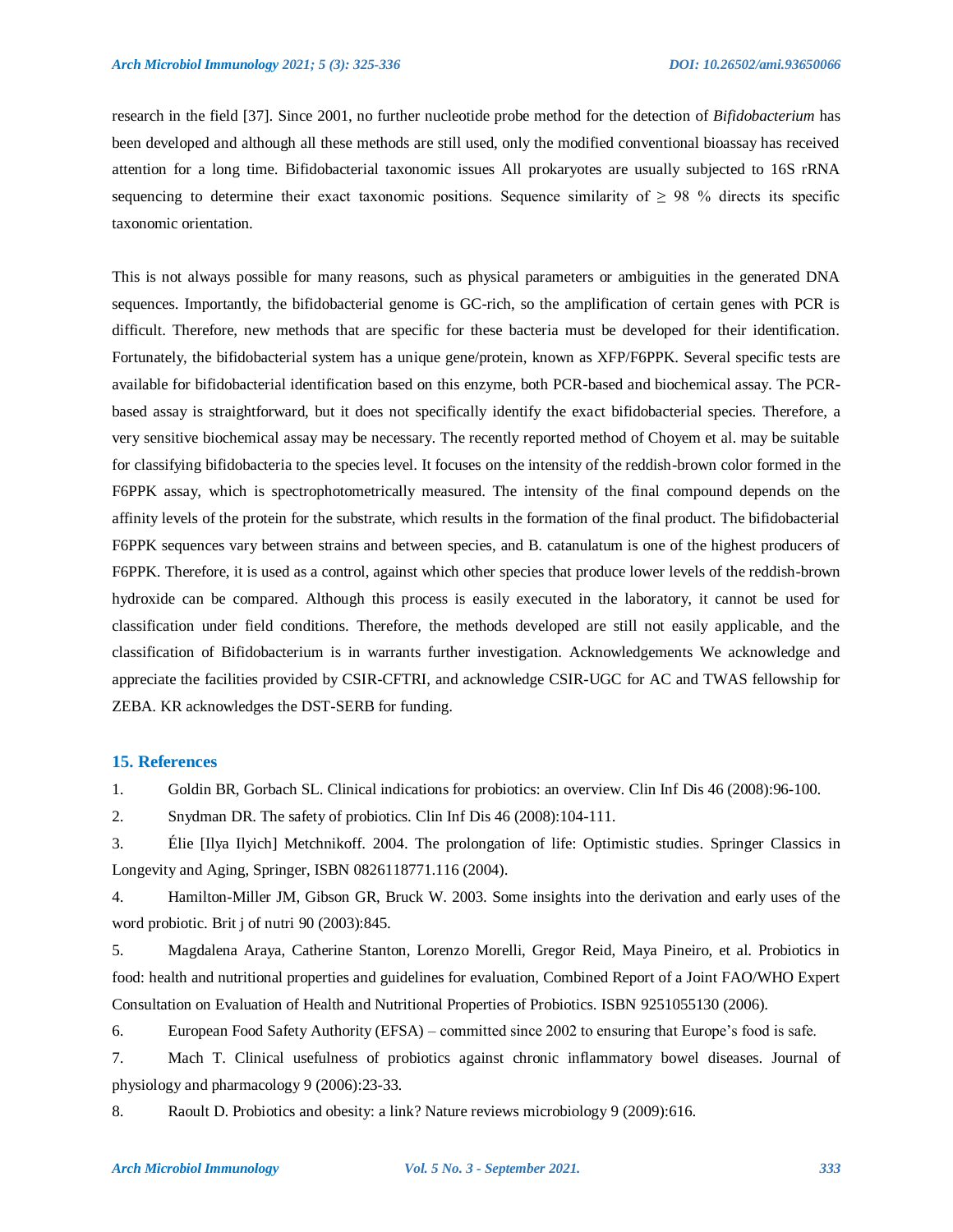research in the field [37]. Since 2001, no further nucleotide probe method for the detection of *Bifidobacterium* has been developed and although all these methods are still used, only the modified conventional bioassay has received attention for a long time. Bifidobacterial taxonomic issues All prokaryotes are usually subjected to 16S rRNA sequencing to determine their exact taxonomic positions. Sequence similarity of ≥ 98 % directs its specific taxonomic orientation.

This is not always possible for many reasons, such as physical parameters or ambiguities in the generated DNA sequences. Importantly, the bifidobacterial genome is GC-rich, so the amplification of certain genes with PCR is difficult. Therefore, new methods that are specific for these bacteria must be developed for their identification. Fortunately, the bifidobacterial system has a unique gene/protein, known as XFP/F6PPK. Several specific tests are available for bifidobacterial identification based on this enzyme, both PCR-based and biochemical assay. The PCR-based assay is straightforward, but it does not specifically identify the exact bifidobacterial species. Therefore, a very sensitive biochemical assay may be necessary. The recently reported method of Choyem et al. may be suitable for classifying bifidobacteria to the species level. It focuses on the intensity of the reddish-brown color formed in the F6PPK assay, which is spectrophotometrically measured. The intensity of the final compound depends on the affinity levels of the protein for the substrate, which results in the formation of the final product. The bifidobacterial F6PPK sequences vary between strains and between species, and B. catanulatum is one of the highest producers of F6PPK. Therefore, it is used as a control, against which other species that produce lower levels of the reddish-brown hydroxide can be compared. Although this process is easily executed in the laboratory, it cannot be used for classification under field conditions. Therefore, the methods developed are still not easily applicable, and the classification of Bifidobacterium is in warrants further investigation. Acknowledgements We acknowledge and appreciate the facilities provided by CSIR-CFTRI, and acknowledge CSIR-UGC for AC and TWAS fellowship for ZEBA. KR acknowledges the DST-SERB for funding.

## 15. References

1. Goldin BR, Gorbach SL. Clinical indications for probiotics: an overview. Clin Inf Dis 46 (2008):96-100.
2. Snydman DR. The safety of probiotics. Clin Inf Dis 46 (2008):104-111.
3. Élie [Ilya Ilyich] Metchnikoff. 2004. The prolongation of life: Optimistic studies. Springer Classics in Longevity and Aging, Springer, ISBN 0826118771.116 (2004).
4. Hamilton-Miller JM, Gibson GR, Bruck W. 2003. Some insights into the derivation and early uses of the word probiotic. Brit j of nutri 90 (2003):845.
5. Magdalena Araya, Catherine Stanton, Lorenzo Morelli, Gregor Reid, Maya Pineiro, et al. Probiotics in food: health and nutritional properties and guidelines for evaluation, Combined Report of a Joint FAO/WHO Expert Consultation on Evaluation of Health and Nutritional Properties of Probiotics. ISBN 9251055130 (2006).
6. European Food Safety Authority (EFSA) – committed since 2002 to ensuring that Europe's food is safe.
7. Mach T. Clinical usefulness of probiotics against chronic inflammatory bowel diseases. Journal of physiology and pharmacology 9 (2006):23-33.
8. Raoult D. Probiotics and obesity: a link? Nature reviews microbiology 9 (2009):616.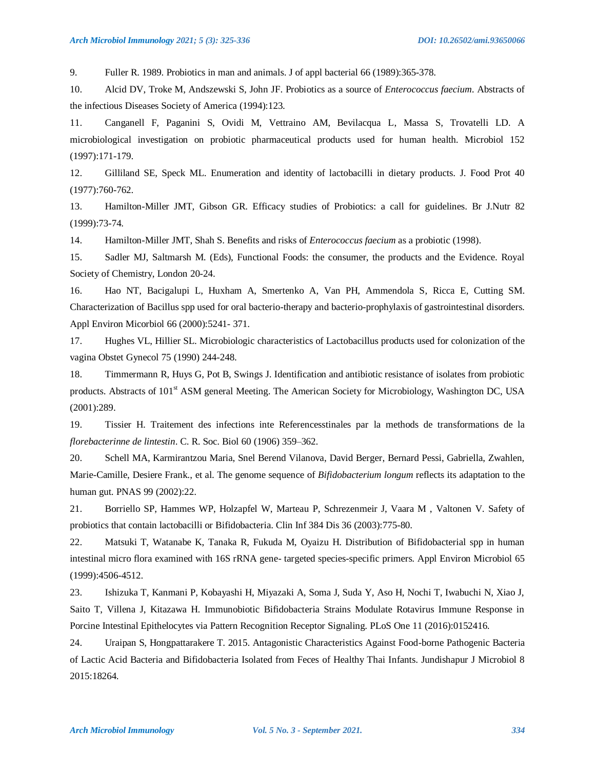9. Fuller R. 1989. Probiotics in man and animals. J of appl bacterial 66 (1989):365-378.

10. Alcid DV, Troke M, Andszewski S, John JF. Probiotics as a source of *Enterococcus faecium*. Abstracts of the infectious Diseases Society of America (1994):123.

11. Canganell F, Paganini S, Ovidi M, Vettraino AM, Bevilacqua L, Massa S, Trovatelli LD. A microbiological investigation on probiotic pharmaceutical products used for human health. Microbiol 152 (1997):171-179.

12. Gilliland SE, Speck ML. Enumeration and identity of lactobacilli in dietary products. J. Food Prot 40 (1977):760-762.

13. Hamilton-Miller JMT, Gibson GR. Efficacy studies of Probiotics: a call for guidelines. Br J.Nutr 82 (1999):73-74.

14. Hamilton-Miller JMT, Shah S. Benefits and risks of *Enterococcus faecium* as a probiotic (1998).

15. Sadler MJ, Saltmarsh M. (Eds), Functional Foods: the consumer, the products and the Evidence. Royal Society of Chemistry, London 20-24.

16. Hao NT, Bacigalupi L, Huxham A, Smertenko A, Van PH, Ammendola S, Ricca E, Cutting SM. Characterization of Bacillus spp used for oral bacterio-therapy and bacterio-prophylaxis of gastrointestinal disorders. Appl Environ Micorbiol 66 (2000):5241- 371.

17. Hughes VL, Hillier SL. Microbiologic characteristics of Lactobacillus products used for colonization of the vagina Obstet Gynecol 75 (1990) 244-248.

18. Timmermann R, Huys G, Pot B, Swings J. Identification and antibiotic resistance of isolates from probiotic products. Abstracts of 101st ASM general Meeting. The American Society for Microbiology, Washington DC, USA (2001):289.

19. Tissier H. Traitement des infections inte Referencesstinales par la methods de transformations de la *florebacterinne de lintestin*. C. R. Soc. Biol 60 (1906) 359–362.

20. Schell MA, Karmirantzou Maria, Snel Berend Vilanova, David Berger, Bernard Pessi, Gabriella, Zwahlen, Marie-Camille, Desiere Frank., et al. The genome sequence of *Bifidobacterium longum* reflects its adaptation to the human gut. PNAS 99 (2002):22.

21. Borriello SP, Hammes WP, Holzapfel W, Marteau P, Schrezenmeir J, Vaara M , Valtonen V. Safety of probiotics that contain lactobacilli or Bifidobacteria. Clin Inf 384 Dis 36 (2003):775-80.

22. Matsuki T, Watanabe K, Tanaka R, Fukuda M, Oyaizu H. Distribution of Bifidobacterial spp in human intestinal micro flora examined with 16S rRNA gene- targeted species-specific primers. Appl Environ Microbiol 65 (1999):4506-4512.

23. Ishizuka T, Kanmani P, Kobayashi H, Miyazaki A, Soma J, Suda Y, Aso H, Nochi T, Iwabuchi N, Xiao J, Saito T, Villena J, Kitazawa H. Immunobiotic Bifidobacteria Strains Modulate Rotavirus Immune Response in Porcine Intestinal Epithelocytes via Pattern Recognition Receptor Signaling. PLoS One 11 (2016):0152416.

24. Uraipan S, Hongpattarakere T. 2015. Antagonistic Characteristics Against Food-borne Pathogenic Bacteria of Lactic Acid Bacteria and Bifidobacteria Isolated from Feces of Healthy Thai Infants. Jundishapur J Microbiol 8 2015:18264.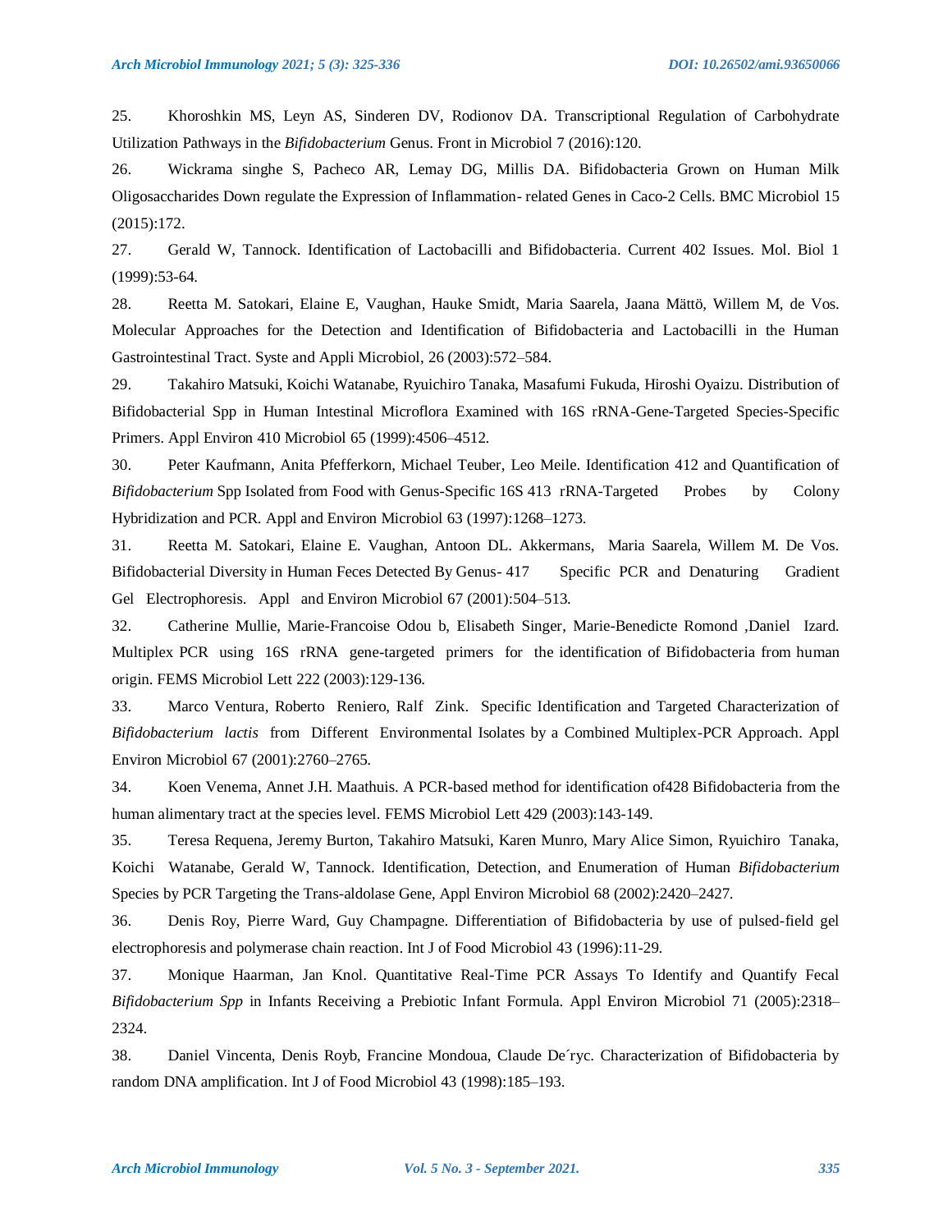25. Khoroshkin MS, Leyn AS, Sinderen DV, Rodionov DA. Transcriptional Regulation of Carbohydrate Utilization Pathways in the *Bifidobacterium* Genus. Front in Microbiol 7 (2016):120.

26. Wickrama singhe S, Pacheco AR, Lemay DG, Millis DA. Bifidobacteria Grown on Human Milk Oligosaccharides Down regulate the Expression of Inflammation- related Genes in Caco-2 Cells. BMC Microbiol 15 (2015):172.

27. Gerald W, Tannock. Identification of Lactobacilli and Bifidobacteria. Current 402 Issues. Mol. Biol 1 (1999):53-64.

28. Reetta M. Satokari, Elaine E, Vaughan, Hauke Smidt, Maria Saarela, Jaana Mättö, Willem M, de Vos. Molecular Approaches for the Detection and Identification of Bifidobacteria and Lactobacilli in the Human Gastrointestinal Tract. Syste and Appli Microbiol, 26 (2003):572–584.

29. Takahiro Matsuki, Koichi Watanabe, Ryuichiro Tanaka, Masafumi Fukuda, Hiroshi Oyaizu. Distribution of Bifidobacterial Spp in Human Intestinal Microflora Examined with 16S rRNA-Gene-Targeted Species-Specific Primers. Appl Environ 410 Microbiol 65 (1999):4506–4512.

30. Peter Kaufmann, Anita Pfefferkorn, Michael Teuber, Leo Meile. Identification 412 and Quantification of *Bifidobacterium* Spp Isolated from Food with Genus-Specific 16S 413 rRNA-Targeted Probes by Colony Hybridization and PCR. Appl and Environ Microbiol 63 (1997):1268–1273.

31. Reetta M. Satokari, Elaine E. Vaughan, Antoon DL. Akkermans, Maria Saarela, Willem M. De Vos. Bifidobacterial Diversity in Human Feces Detected By Genus- 417 Specific PCR and Denaturing Gradient Gel Electrophoresis. Appl and Environ Microbiol 67 (2001):504–513.

32. Catherine Mullie, Marie-Francoise Odou b, Elisabeth Singer, Marie-Benedicte Romond ,Daniel Izard. Multiplex PCR using 16S rRNA gene-targeted primers for the identification of Bifidobacteria from human origin. FEMS Microbiol Lett 222 (2003):129-136.

33. Marco Ventura, Roberto Reniero, Ralf Zink. Specific Identification and Targeted Characterization of *Bifidobacterium lactis* from Different Environmental Isolates by a Combined Multiplex-PCR Approach. Appl Environ Microbiol 67 (2001):2760–2765.

34. Koen Venema, Annet J.H. Maathuis. A PCR-based method for identification of428 Bifidobacteria from the human alimentary tract at the species level. FEMS Microbiol Lett 429 (2003):143-149.

35. Teresa Requena, Jeremy Burton, Takahiro Matsuki, Karen Munro, Mary Alice Simon, Ryuichiro Tanaka, Koichi Watanabe, Gerald W, Tannock. Identification, Detection, and Enumeration of Human *Bifidobacterium* Species by PCR Targeting the Trans-aldolase Gene, Appl Environ Microbiol 68 (2002):2420–2427.

36. Denis Roy, Pierre Ward, Guy Champagne. Differentiation of Bifidobacteria by use of pulsed-field gel electrophoresis and polymerase chain reaction. Int J of Food Microbiol 43 (1996):11-29.

37. Monique Haarman, Jan Knol. Quantitative Real-Time PCR Assays To Identify and Quantify Fecal *Bifidobacterium Spp* in Infants Receiving a Prebiotic Infant Formula. Appl Environ Microbiol 71 (2005):2318–2324.

38. Daniel Vincenta, Denis Royb, Francine Mondoua, Claude De´ryc. Characterization of Bifidobacteria by random DNA amplification. Int J of Food Microbiol 43 (1998):185–193.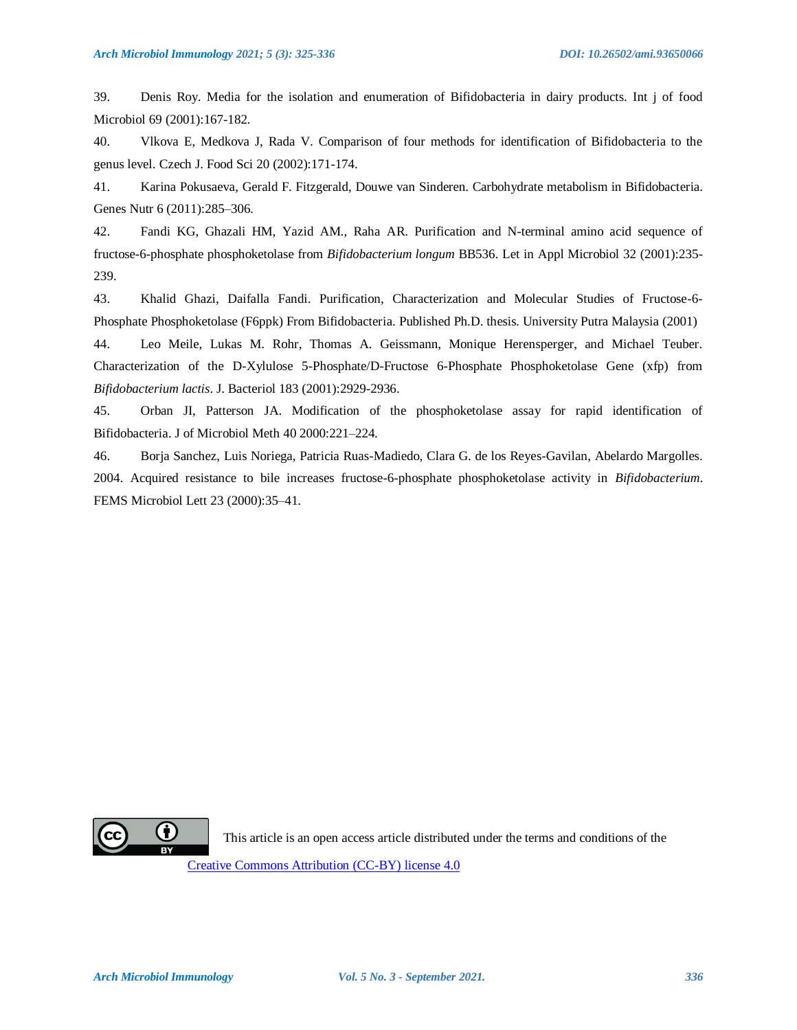39. Denis Roy. Media for the isolation and enumeration of Bifidobacteria in dairy products. Int j of food Microbiol 69 (2001):167-182.

40. Vlkova E, Medkova J, Rada V. Comparison of four methods for identification of Bifidobacteria to the genus level. Czech J. Food Sci 20 (2002):171-174.

41. Karina Pokusaeva, Gerald F. Fitzgerald, Douwe van Sinderen. Carbohydrate metabolism in Bifidobacteria. Genes Nutr 6 (2011):285–306.

42. Fandi KG, Ghazali HM, Yazid AM., Raha AR. Purification and N-terminal amino acid sequence of fructose-6-phosphate phosphoketolase from *Bifidobacterium longum* BB536. Let in Appl Microbiol 32 (2001):235-239.

43. Khalid Ghazi, Daifalla Fandi. Purification, Characterization and Molecular Studies of Fructose-6-Phosphate Phosphoketolase (F6ppk) From Bifidobacteria. Published Ph.D. thesis. University Putra Malaysia (2001)

44. Leo Meile, Lukas M. Rohr, Thomas A. Geissmann, Monique Herensperger, and Michael Teuber. Characterization of the D-Xylulose 5-Phosphate/D-Fructose 6-Phosphate Phosphoketolase Gene (xfp) from *Bifidobacterium lactis*. J. Bacteriol 183 (2001):2929-2936.

45. Orban JI, Patterson JA. Modification of the phosphoketolase assay for rapid identification of Bifidobacteria. J of Microbiol Meth 40 2000:221–224.

46. Borja Sanchez, Luis Noriega, Patricia Ruas-Madiedo, Clara G. de los Reyes-Gavilan, Abelardo Margolles. 2004. Acquired resistance to bile increases fructose-6-phosphate phosphoketolase activity in *Bifidobacterium*. FEMS Microbiol Lett 23 (2000):35–41.

This article is an open access article distributed under the terms and conditions of the Creative Commons Attribution (CC-BY) license 4.0